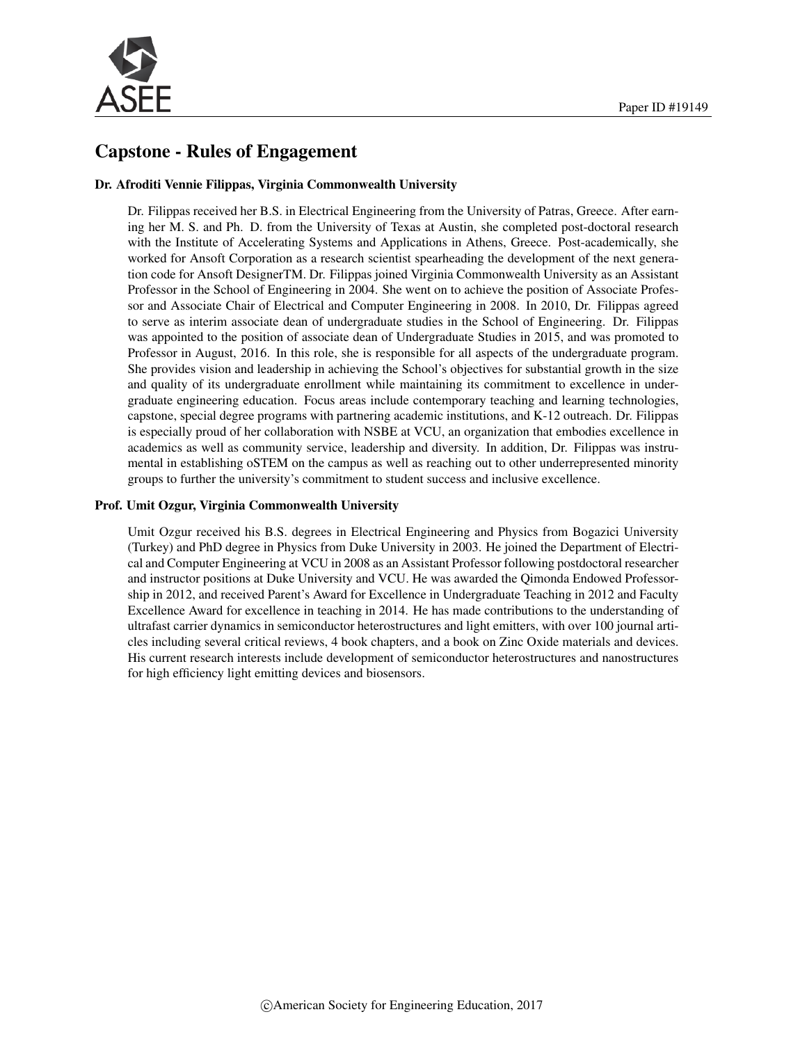Paper ID #19149

# Capstone - Rules of Engagement

### Dr. Afroditi Vennie Filippas, Virginia Commonwealth University

Dr. Filippas received her B.S. in Electrical Engineering from the University of Patras, Greece. After earning her M. S. and Ph. D. from the University of Texas at Austin, she completed post-doctoral research with the Institute of Accelerating Systems and Applications in Athens, Greece. Post-academically, she worked for Ansoft Corporation as a research scientist spearheading the development of the next generation code for Ansoft DesignerTM. Dr. Filippas joined Virginia Commonwealth University as an Assistant Professor in the School of Engineering in 2004. She went on to achieve the position of Associate Professor and Associate Chair of Electrical and Computer Engineering in 2008. In 2010, Dr. Filippas agreed to serve as interim associate dean of undergraduate studies in the School of Engineering. Dr. Filippas was appointed to the position of associate dean of Undergraduate Studies in 2015, and was promoted to Professor in August, 2016. In this role, she is responsible for all aspects of the undergraduate program. She provides vision and leadership in achieving the School's objectives for substantial growth in the size and quality of its undergraduate enrollment while maintaining its commitment to excellence in undergraduate engineering education. Focus areas include contemporary teaching and learning technologies, capstone, special degree programs with partnering academic institutions, and K-12 outreach. Dr. Filippas is especially proud of her collaboration with NSBE at VCU, an organization that embodies excellence in academics as well as community service, leadership and diversity. In addition, Dr. Filippas was instrumental in establishing oSTEM on the campus as well as reaching out to other underrepresented minority groups to further the university's commitment to student success and inclusive excellence.

### Prof. Umit Ozgur, Virginia Commonwealth University

Umit Ozgur received his B.S. degrees in Electrical Engineering and Physics from Bogazici University (Turkey) and PhD degree in Physics from Duke University in 2003. He joined the Department of Electrical and Computer Engineering at VCU in 2008 as an Assistant Professor following postdoctoral researcher and instructor positions at Duke University and VCU. He was awarded the Qimonda Endowed Professorship in 2012, and received Parent's Award for Excellence in Undergraduate Teaching in 2012 and Faculty Excellence Award for excellence in teaching in 2014. He has made contributions to the understanding of ultrafast carrier dynamics in semiconductor heterostructures and light emitters, with over 100 journal articles including several critical reviews, 4 book chapters, and a book on Zinc Oxide materials and devices. His current research interests include development of semiconductor heterostructures and nanostructures for high efficiency light emitting devices and biosensors.

©American Society for Engineering Education, 2017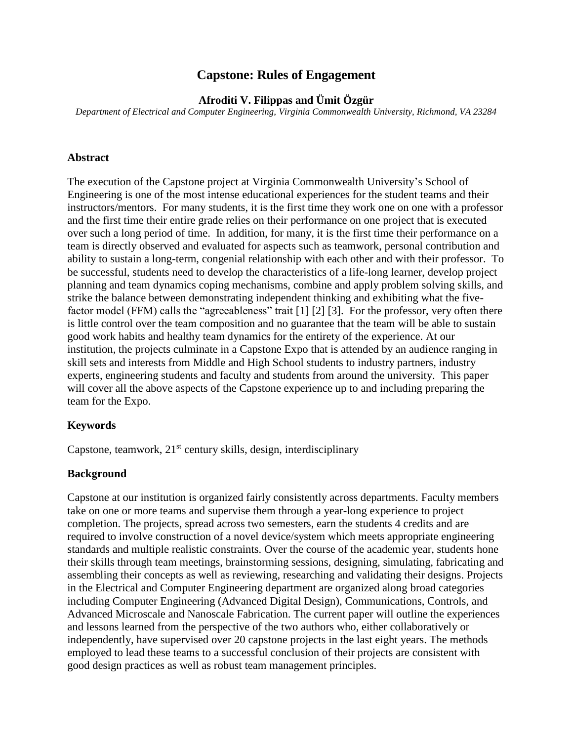# Capstone: Rules of Engagement

**Afroditi V. Filippas and Ümit Özgür**

*Department of Electrical and Computer Engineering, Virginia Commonwealth University, Richmond, VA 23284*

### Abstract

The execution of the Capstone project at Virginia Commonwealth University's School of Engineering is one of the most intense educational experiences for the student teams and their instructors/mentors. For many students, it is the first time they work one on one with a professor and the first time their entire grade relies on their performance on one project that is executed over such a long period of time. In addition, for many, it is the first time their performance on a team is directly observed and evaluated for aspects such as teamwork, personal contribution and ability to sustain a long-term, congenial relationship with each other and with their professor. To be successful, students need to develop the characteristics of a life-long learner, develop project planning and team dynamics coping mechanisms, combine and apply problem solving skills, and strike the balance between demonstrating independent thinking and exhibiting what the five-factor model (FFM) calls the "agreeableness" trait [1] [2] [3]. For the professor, very often there is little control over the team composition and no guarantee that the team will be able to sustain good work habits and healthy team dynamics for the entirety of the experience. At our institution, the projects culminate in a Capstone Expo that is attended by an audience ranging in skill sets and interests from Middle and High School students to industry partners, industry experts, engineering students and faculty and students from around the university. This paper will cover all the above aspects of the Capstone experience up to and including preparing the team for the Expo.

### Keywords

Capstone, teamwork, 21st century skills, design, interdisciplinary

### Background

Capstone at our institution is organized fairly consistently across departments. Faculty members take on one or more teams and supervise them through a year-long experience to project completion. The projects, spread across two semesters, earn the students 4 credits and are required to involve construction of a novel device/system which meets appropriate engineering standards and multiple realistic constraints. Over the course of the academic year, students hone their skills through team meetings, brainstorming sessions, designing, simulating, fabricating and assembling their concepts as well as reviewing, researching and validating their designs. Projects in the Electrical and Computer Engineering department are organized along broad categories including Computer Engineering (Advanced Digital Design), Communications, Controls, and Advanced Microscale and Nanoscale Fabrication. The current paper will outline the experiences and lessons learned from the perspective of the two authors who, either collaboratively or independently, have supervised over 20 capstone projects in the last eight years. The methods employed to lead these teams to a successful conclusion of their projects are consistent with good design practices as well as robust team management principles.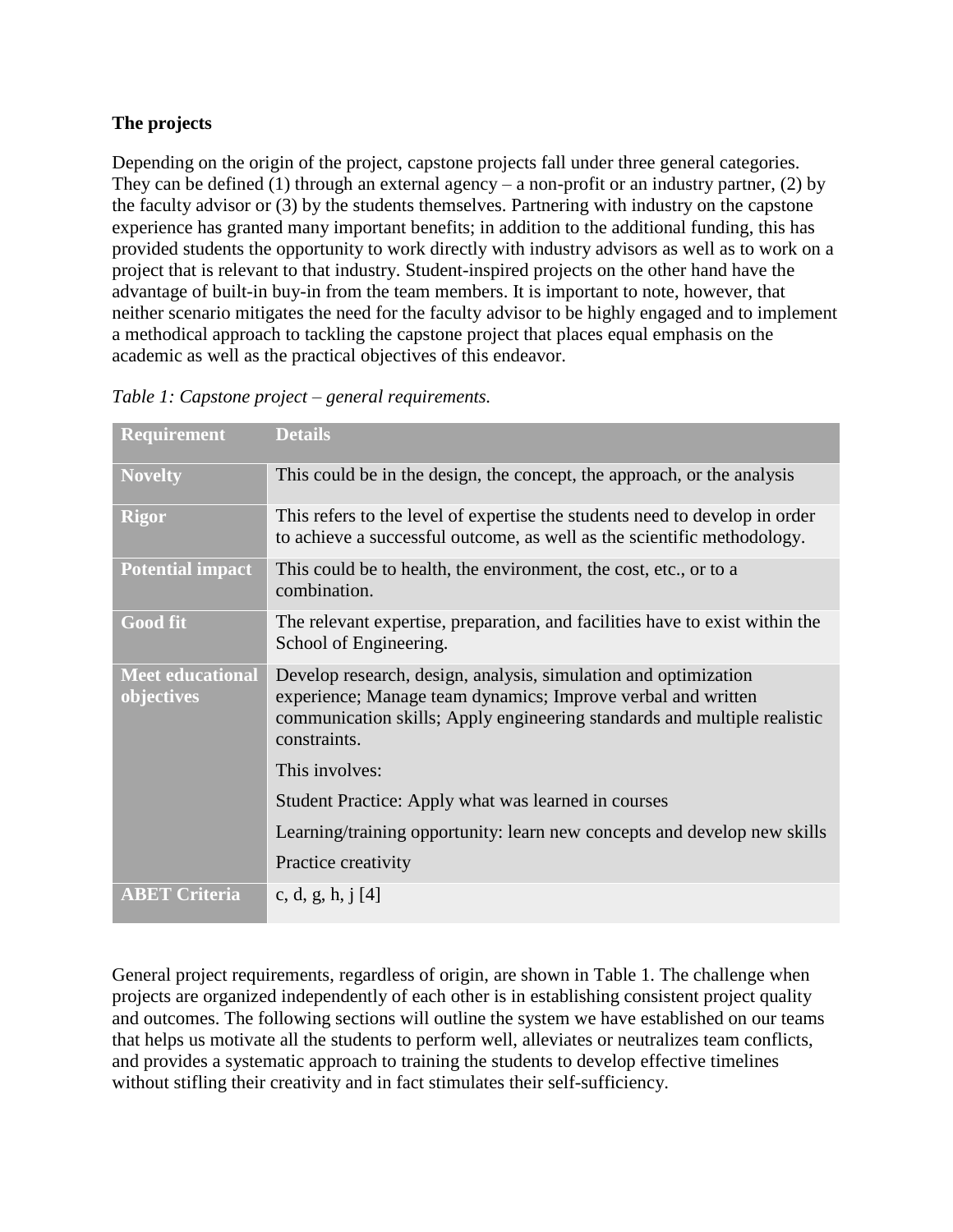**The projects**

Depending on the origin of the project, capstone projects fall under three general categories. They can be defined (1) through an external agency – a non-profit or an industry partner, (2) by the faculty advisor or (3) by the students themselves. Partnering with industry on the capstone experience has granted many important benefits; in addition to the additional funding, this has provided students the opportunity to work directly with industry advisors as well as to work on a project that is relevant to that industry. Student-inspired projects on the other hand have the advantage of built-in buy-in from the team members. It is important to note, however, that neither scenario mitigates the need for the faculty advisor to be highly engaged and to implement a methodical approach to tackling the capstone project that places equal emphasis on the academic as well as the practical objectives of this endeavor.

*Table 1: Capstone project – general requirements.*

| Requirement | Details |
| --- | --- |
| **Novelty** | This could be in the design, the concept, the approach, or the analysis |
| **Rigor** | This refers to the level of expertise the students need to develop in order to achieve a successful outcome, as well as the scientific methodology. |
| **Potential impact** | This could be to health, the environment, the cost, etc., or to a combination. |
| **Good fit** | The relevant expertise, preparation, and facilities have to exist within the School of Engineering. |
| **Meet educational objectives** | Develop research, design, analysis, simulation and optimization experience; Manage team dynamics; Improve verbal and written communication skills; Apply engineering standards and multiple realistic constraints.<br>This involves:<br>Student Practice: Apply what was learned in courses<br>Learning/training opportunity: learn new concepts and develop new skills<br>Practice creativity |
| **ABET Criteria** | c, d, g, h, j [4] |

General project requirements, regardless of origin, are shown in Table 1. The challenge when projects are organized independently of each other is in establishing consistent project quality and outcomes. The following sections will outline the system we have established on our teams that helps us motivate all the students to perform well, alleviates or neutralizes team conflicts, and provides a systematic approach to training the students to develop effective timelines without stifling their creativity and in fact stimulates their self-sufficiency.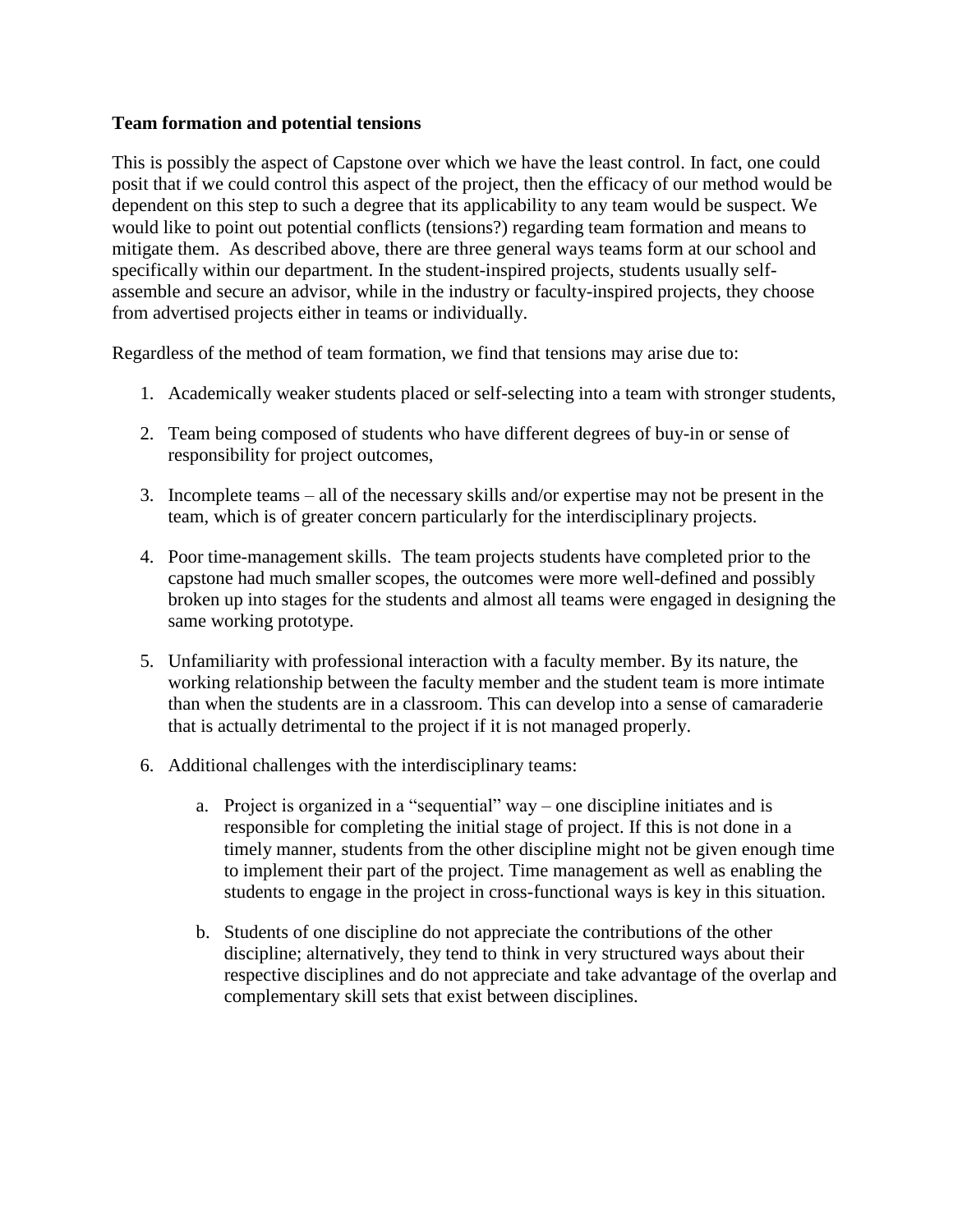**Team formation and potential tensions**

This is possibly the aspect of Capstone over which we have the least control. In fact, one could posit that if we could control this aspect of the project, then the efficacy of our method would be dependent on this step to such a degree that its applicability to any team would be suspect. We would like to point out potential conflicts (tensions?) regarding team formation and means to mitigate them. As described above, there are three general ways teams form at our school and specifically within our department. In the student-inspired projects, students usually self-assemble and secure an advisor, while in the industry or faculty-inspired projects, they choose from advertised projects either in teams or individually.

Regardless of the method of team formation, we find that tensions may arise due to:

1. Academically weaker students placed or self-selecting into a team with stronger students,

2. Team being composed of students who have different degrees of buy-in or sense of responsibility for project outcomes,

3. Incomplete teams – all of the necessary skills and/or expertise may not be present in the team, which is of greater concern particularly for the interdisciplinary projects.

4. Poor time-management skills. The team projects students have completed prior to the capstone had much smaller scopes, the outcomes were more well-defined and possibly broken up into stages for the students and almost all teams were engaged in designing the same working prototype.

5. Unfamiliarity with professional interaction with a faculty member. By its nature, the working relationship between the faculty member and the student team is more intimate than when the students are in a classroom. This can develop into a sense of camaraderie that is actually detrimental to the project if it is not managed properly.

6. Additional challenges with the interdisciplinary teams:

    a. Project is organized in a "sequential" way – one discipline initiates and is responsible for completing the initial stage of project. If this is not done in a timely manner, students from the other discipline might not be given enough time to implement their part of the project. Time management as well as enabling the students to engage in the project in cross-functional ways is key in this situation.

    b. Students of one discipline do not appreciate the contributions of the other discipline; alternatively, they tend to think in very structured ways about their respective disciplines and do not appreciate and take advantage of the overlap and complementary skill sets that exist between disciplines.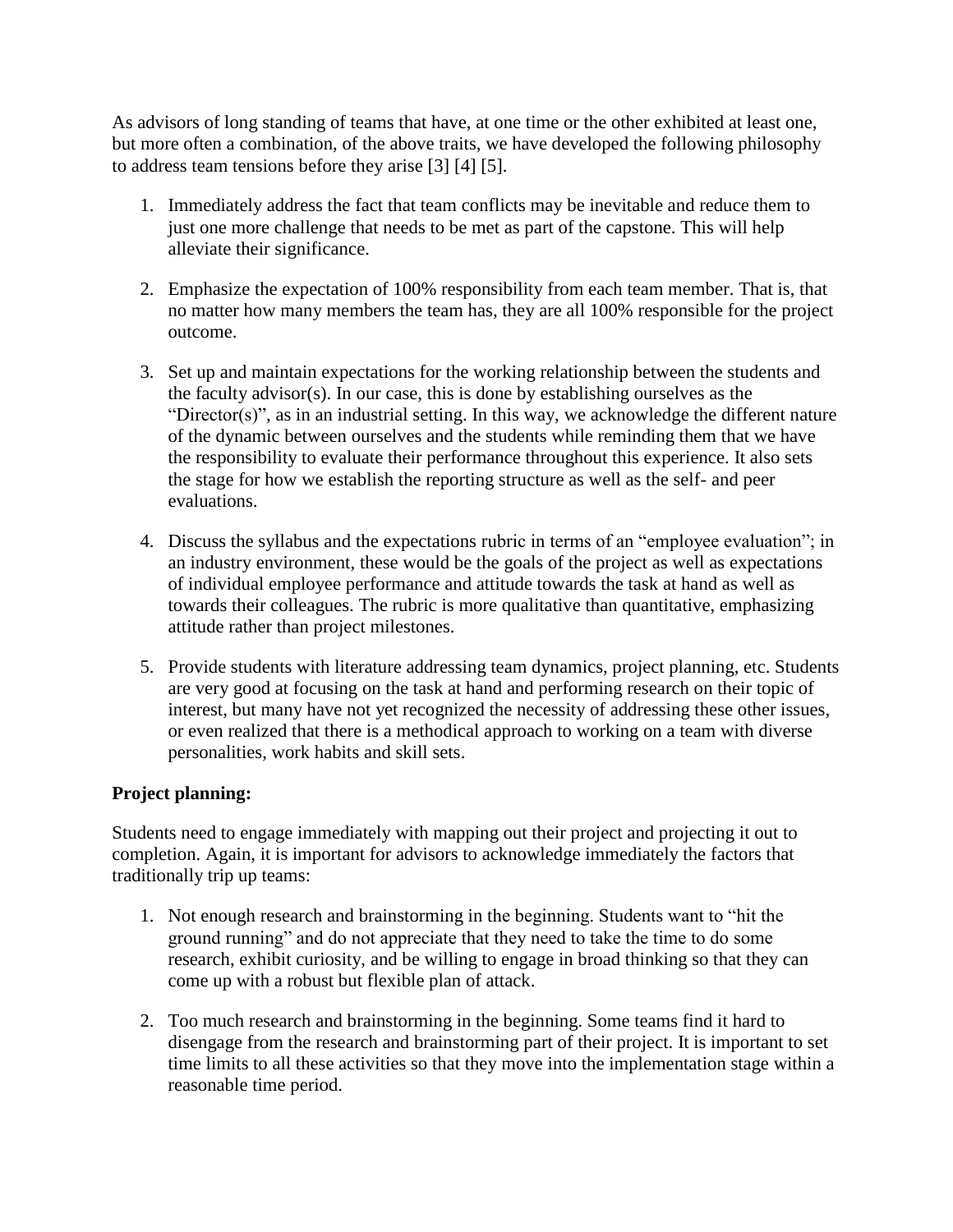As advisors of long standing of teams that have, at one time or the other exhibited at least one, but more often a combination, of the above traits, we have developed the following philosophy to address team tensions before they arise [3] [4] [5].

1. Immediately address the fact that team conflicts may be inevitable and reduce them to just one more challenge that needs to be met as part of the capstone. This will help alleviate their significance.

2. Emphasize the expectation of 100% responsibility from each team member. That is, that no matter how many members the team has, they are all 100% responsible for the project outcome.

3. Set up and maintain expectations for the working relationship between the students and the faculty advisor(s). In our case, this is done by establishing ourselves as the "Director(s)", as in an industrial setting. In this way, we acknowledge the different nature of the dynamic between ourselves and the students while reminding them that we have the responsibility to evaluate their performance throughout this experience. It also sets the stage for how we establish the reporting structure as well as the self- and peer evaluations.

4. Discuss the syllabus and the expectations rubric in terms of an "employee evaluation"; in an industry environment, these would be the goals of the project as well as expectations of individual employee performance and attitude towards the task at hand as well as towards their colleagues. The rubric is more qualitative than quantitative, emphasizing attitude rather than project milestones.

5. Provide students with literature addressing team dynamics, project planning, etc. Students are very good at focusing on the task at hand and performing research on their topic of interest, but many have not yet recognized the necessity of addressing these other issues, or even realized that there is a methodical approach to working on a team with diverse personalities, work habits and skill sets.

**Project planning:**

Students need to engage immediately with mapping out their project and projecting it out to completion. Again, it is important for advisors to acknowledge immediately the factors that traditionally trip up teams:

1. Not enough research and brainstorming in the beginning. Students want to "hit the ground running" and do not appreciate that they need to take the time to do some research, exhibit curiosity, and be willing to engage in broad thinking so that they can come up with a robust but flexible plan of attack.

2. Too much research and brainstorming in the beginning. Some teams find it hard to disengage from the research and brainstorming part of their project. It is important to set time limits to all these activities so that they move into the implementation stage within a reasonable time period.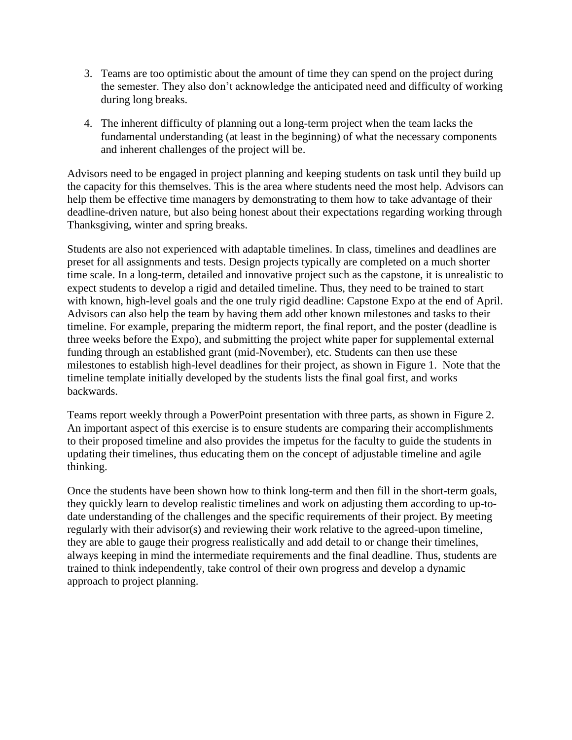3. Teams are too optimistic about the amount of time they can spend on the project during the semester. They also don't acknowledge the anticipated need and difficulty of working during long breaks.

4. The inherent difficulty of planning out a long-term project when the team lacks the fundamental understanding (at least in the beginning) of what the necessary components and inherent challenges of the project will be.

Advisors need to be engaged in project planning and keeping students on task until they build up the capacity for this themselves. This is the area where students need the most help. Advisors can help them be effective time managers by demonstrating to them how to take advantage of their deadline-driven nature, but also being honest about their expectations regarding working through Thanksgiving, winter and spring breaks.

Students are also not experienced with adaptable timelines. In class, timelines and deadlines are preset for all assignments and tests. Design projects typically are completed on a much shorter time scale. In a long-term, detailed and innovative project such as the capstone, it is unrealistic to expect students to develop a rigid and detailed timeline. Thus, they need to be trained to start with known, high-level goals and the one truly rigid deadline: Capstone Expo at the end of April. Advisors can also help the team by having them add other known milestones and tasks to their timeline. For example, preparing the midterm report, the final report, and the poster (deadline is three weeks before the Expo), and submitting the project white paper for supplemental external funding through an established grant (mid-November), etc. Students can then use these milestones to establish high-level deadlines for their project, as shown in Figure 1. Note that the timeline template initially developed by the students lists the final goal first, and works backwards.

Teams report weekly through a PowerPoint presentation with three parts, as shown in Figure 2. An important aspect of this exercise is to ensure students are comparing their accomplishments to their proposed timeline and also provides the impetus for the faculty to guide the students in updating their timelines, thus educating them on the concept of adjustable timeline and agile thinking.

Once the students have been shown how to think long-term and then fill in the short-term goals, they quickly learn to develop realistic timelines and work on adjusting them according to up-to-date understanding of the challenges and the specific requirements of their project. By meeting regularly with their advisor(s) and reviewing their work relative to the agreed-upon timeline, they are able to gauge their progress realistically and add detail to or change their timelines, always keeping in mind the intermediate requirements and the final deadline. Thus, students are trained to think independently, take control of their own progress and develop a dynamic approach to project planning.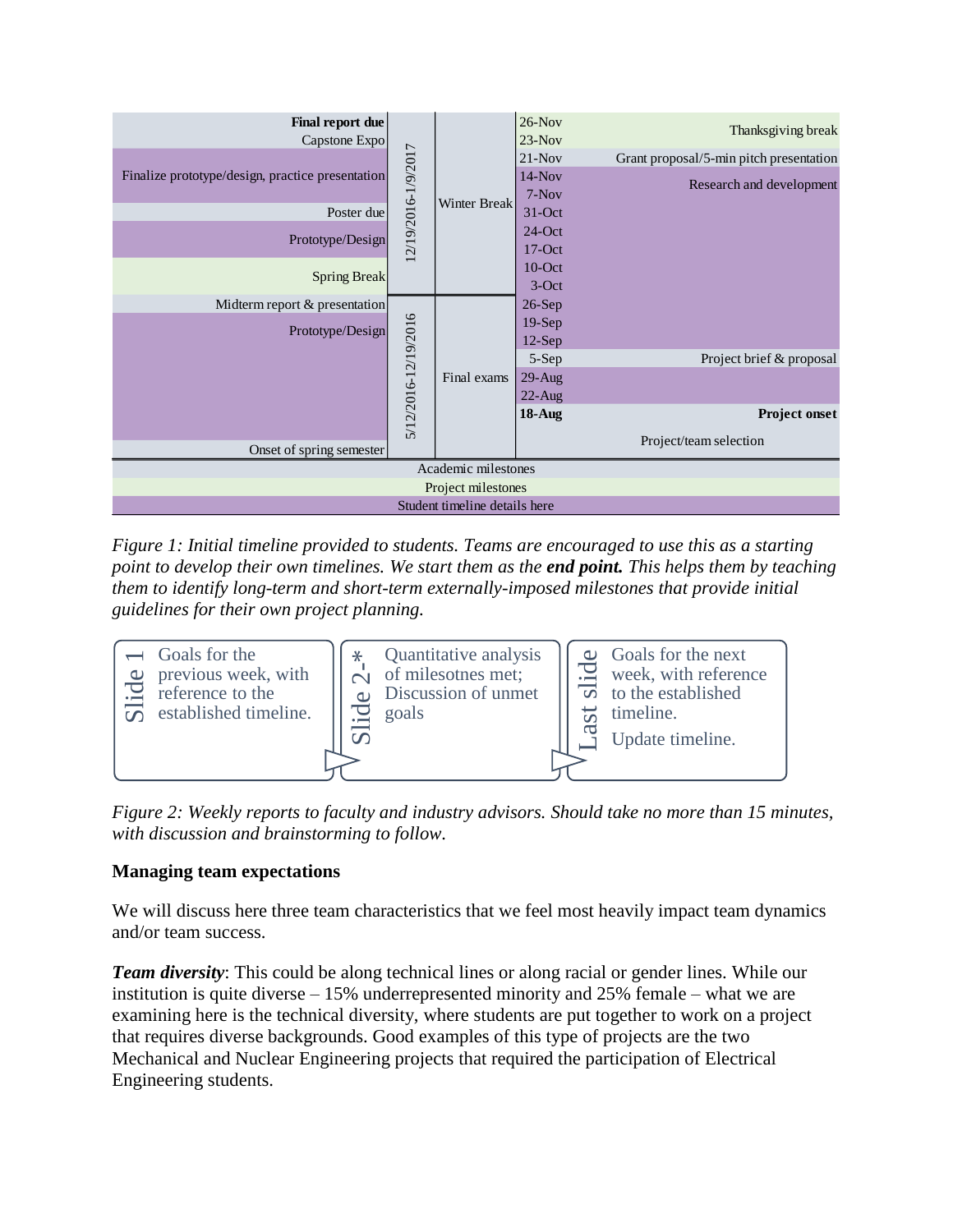| Spring semester | Dates | Break/Exams | Week | Fall semester |
|---|---|---|---|---|
| **Final report due** | 12/19/2016-1/9/2017 | Winter Break | 26-Nov | Thanksgiving break |
| Capstone Expo | | | 23-Nov | |
| Finalize prototype/design, practice presentation | | | 21-Nov | Grant proposal/5-min pitch presentation |
| | | | 14-Nov | Research and development |
| | | | 7-Nov | |
| Poster due | | | 31-Oct | |
| Prototype/Design | | | 24-Oct | |
| | | | 17-Oct | |
| Spring Break | | | 10-Oct | |
| | | | 3-Oct | |
| Midterm report & presentation | 5/12/2016-12/19/2016 | Final exams | 26-Sep | |
| Prototype/Design | | | 19-Sep | |
| | | | 12-Sep | |
| | | | 5-Sep | Project brief & proposal |
| | | | 29-Aug | |
| | | | 22-Aug | |
| | | | **18-Aug** | **Project onset** |
| Onset of spring semester | | | | Project/team selection |

Academic milestones

Project milestones

Student timeline details here

*Figure 1: Initial timeline provided to students. Teams are encouraged to use this as a starting point to develop their own timelines. We start them as the **end point.** This helps them by teaching them to identify long-term and short-term externally-imposed milestones that provide initial guidelines for their own project planning.*

Slide 1: Goals for the previous week, with reference to the established timeline.

Slide 2-*: Quantitative analysis of milesotnes met; Discussion of unmet goals

Last slide: Goals for the next week, with reference to the established timeline. Update timeline.

*Figure 2: Weekly reports to faculty and industry advisors. Should take no more than 15 minutes, with discussion and brainstorming to follow.*

**Managing team expectations**

We will discuss here three team characteristics that we feel most heavily impact team dynamics and/or team success.

***Team diversity***: This could be along technical lines or along racial or gender lines. While our institution is quite diverse – 15% underrepresented minority and 25% female – what we are examining here is the technical diversity, where students are put together to work on a project that requires diverse backgrounds. Good examples of this type of projects are the two Mechanical and Nuclear Engineering projects that required the participation of Electrical Engineering students.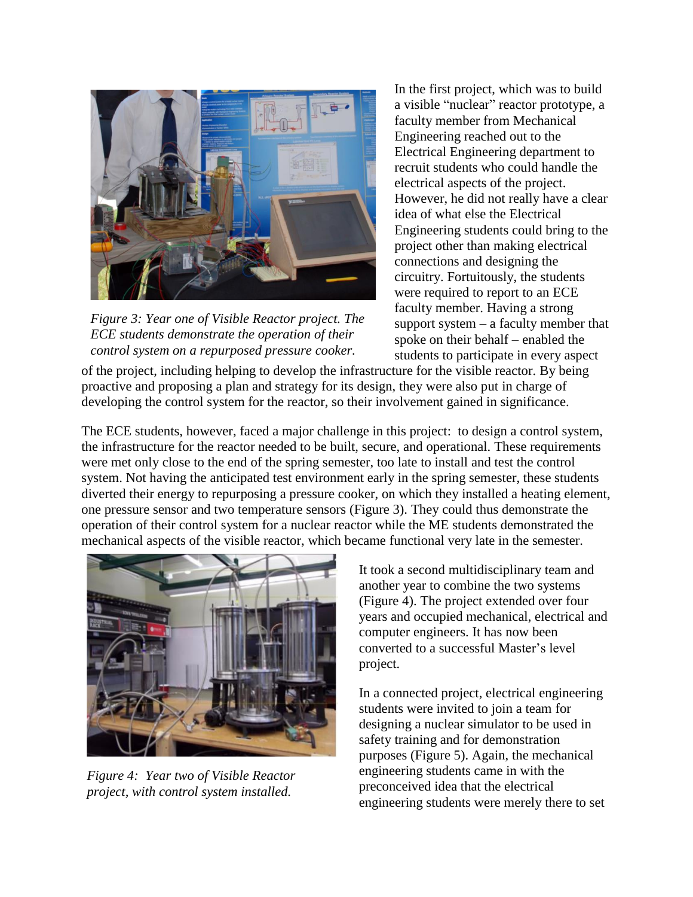Figure 3: Year one of Visible Reactor project. The ECE students demonstrate the operation of their control system on a repurposed pressure cooker.

In the first project, which was to build a visible "nuclear" reactor prototype, a faculty member from Mechanical Engineering reached out to the Electrical Engineering department to recruit students who could handle the electrical aspects of the project. However, he did not really have a clear idea of what else the Electrical Engineering students could bring to the project other than making electrical connections and designing the circuitry. Fortuitously, the students were required to report to an ECE faculty member. Having a strong support system – a faculty member that spoke on their behalf – enabled the students to participate in every aspect of the project, including helping to develop the infrastructure for the visible reactor. By being proactive and proposing a plan and strategy for its design, they were also put in charge of developing the control system for the reactor, so their involvement gained in significance.

The ECE students, however, faced a major challenge in this project: to design a control system, the infrastructure for the reactor needed to be built, secure, and operational. These requirements were met only close to the end of the spring semester, too late to install and test the control system. Not having the anticipated test environment early in the spring semester, these students diverted their energy to repurposing a pressure cooker, on which they installed a heating element, one pressure sensor and two temperature sensors (Figure 3). They could thus demonstrate the operation of their control system for a nuclear reactor while the ME students demonstrated the mechanical aspects of the visible reactor, which became functional very late in the semester.

Figure 4: Year two of Visible Reactor project, with control system installed.

It took a second multidisciplinary team and another year to combine the two systems (Figure 4). The project extended over four years and occupied mechanical, electrical and computer engineers. It has now been converted to a successful Master's level project.

In a connected project, electrical engineering students were invited to join a team for designing a nuclear simulator to be used in safety training and for demonstration purposes (Figure 5). Again, the mechanical engineering students came in with the preconceived idea that the electrical engineering students were merely there to set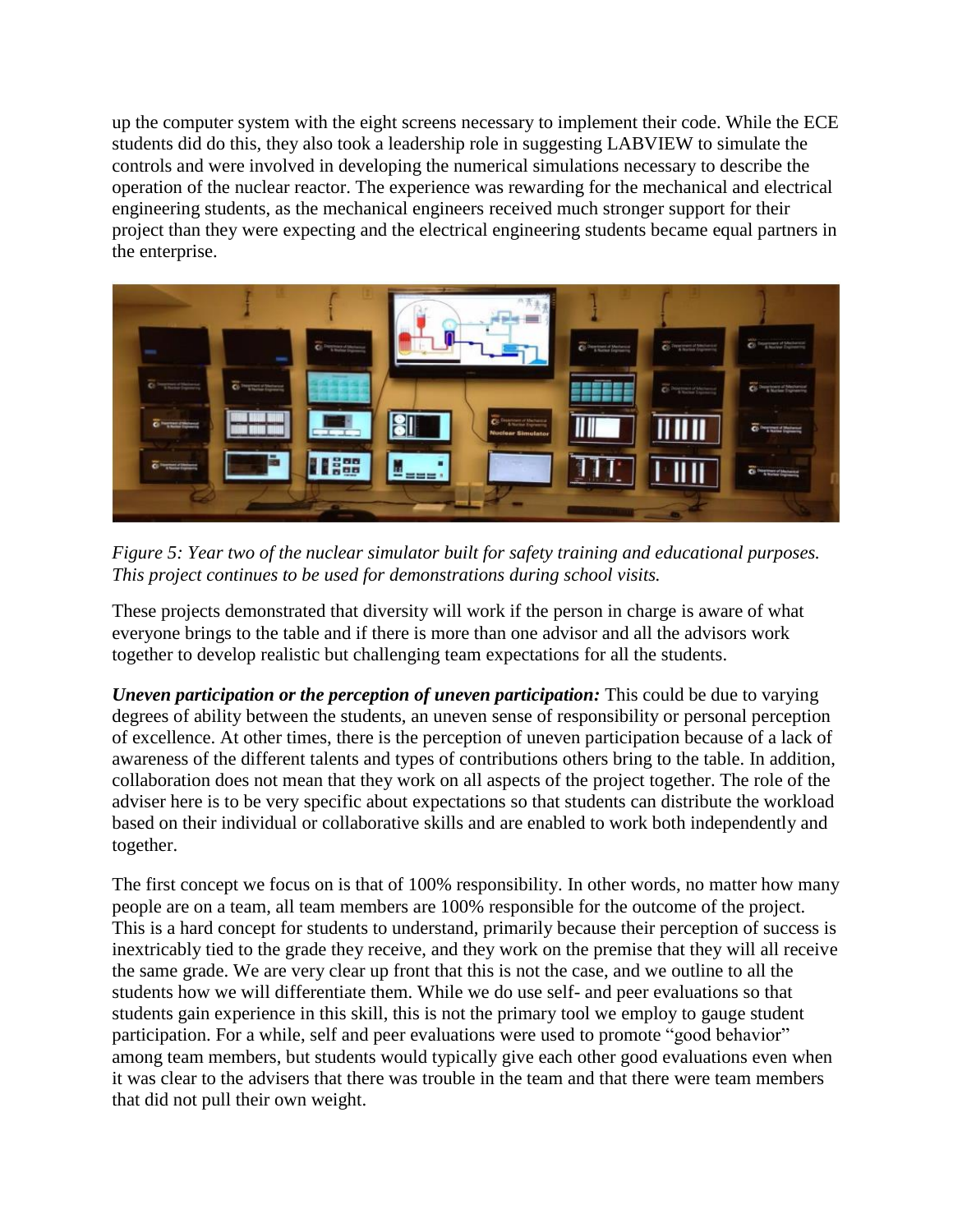up the computer system with the eight screens necessary to implement their code. While the ECE students did do this, they also took a leadership role in suggesting LABVIEW to simulate the controls and were involved in developing the numerical simulations necessary to describe the operation of the nuclear reactor. The experience was rewarding for the mechanical and electrical engineering students, as the mechanical engineers received much stronger support for their project than they were expecting and the electrical engineering students became equal partners in the enterprise.

*Figure 5: Year two of the nuclear simulator built for safety training and educational purposes. This project continues to be used for demonstrations during school visits.*

These projects demonstrated that diversity will work if the person in charge is aware of what everyone brings to the table and if there is more than one advisor and all the advisors work together to develop realistic but challenging team expectations for all the students.

***Uneven participation or the perception of uneven participation:*** This could be due to varying degrees of ability between the students, an uneven sense of responsibility or personal perception of excellence. At other times, there is the perception of uneven participation because of a lack of awareness of the different talents and types of contributions others bring to the table. In addition, collaboration does not mean that they work on all aspects of the project together. The role of the adviser here is to be very specific about expectations so that students can distribute the workload based on their individual or collaborative skills and are enabled to work both independently and together.

The first concept we focus on is that of 100% responsibility. In other words, no matter how many people are on a team, all team members are 100% responsible for the outcome of the project. This is a hard concept for students to understand, primarily because their perception of success is inextricably tied to the grade they receive, and they work on the premise that they will all receive the same grade. We are very clear up front that this is not the case, and we outline to all the students how we will differentiate them. While we do use self- and peer evaluations so that students gain experience in this skill, this is not the primary tool we employ to gauge student participation. For a while, self and peer evaluations were used to promote "good behavior" among team members, but students would typically give each other good evaluations even when it was clear to the advisers that there was trouble in the team and that there were team members that did not pull their own weight.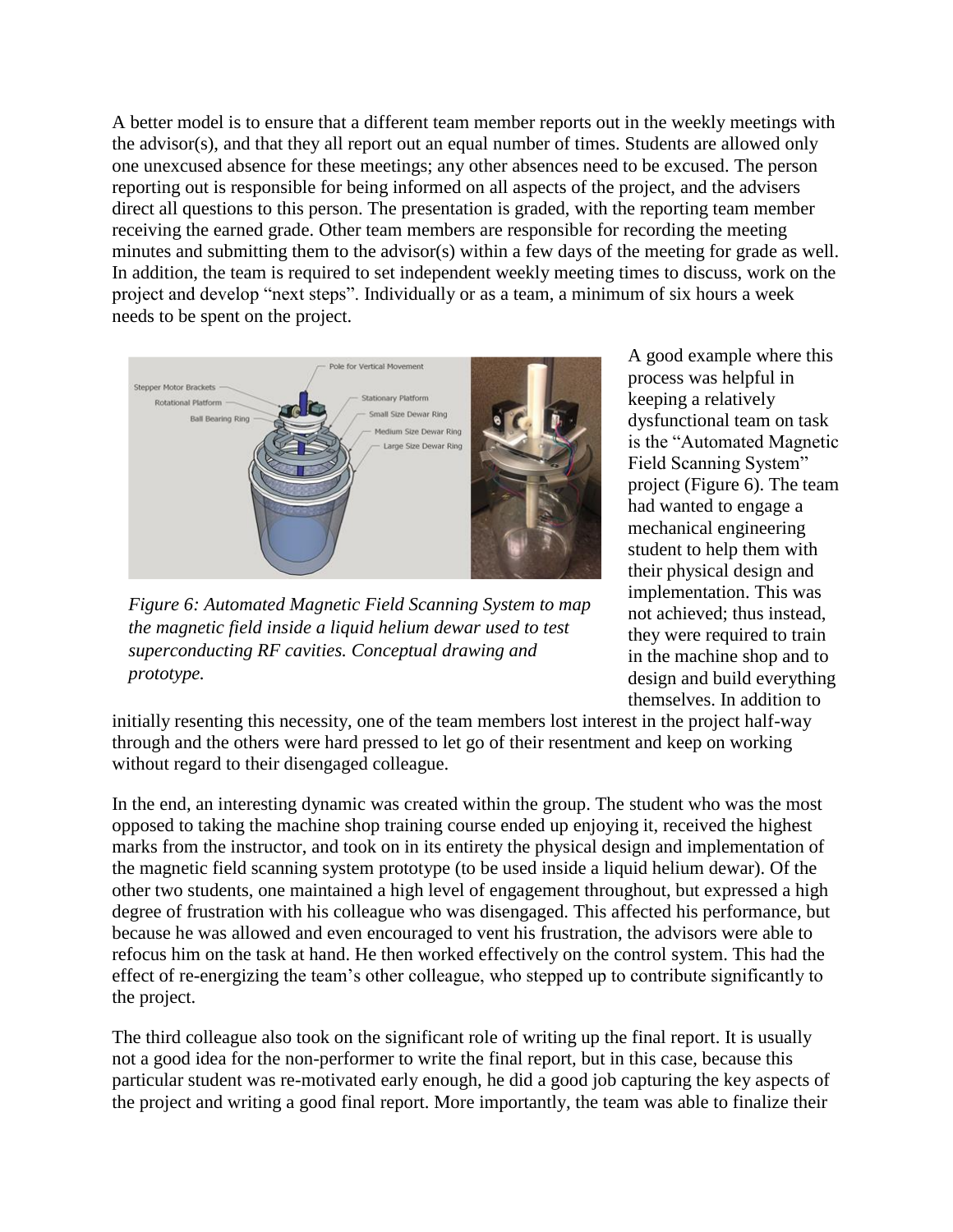A better model is to ensure that a different team member reports out in the weekly meetings with the advisor(s), and that they all report out an equal number of times. Students are allowed only one unexcused absence for these meetings; any other absences need to be excused. The person reporting out is responsible for being informed on all aspects of the project, and the advisers direct all questions to this person. The presentation is graded, with the reporting team member receiving the earned grade. Other team members are responsible for recording the meeting minutes and submitting them to the advisor(s) within a few days of the meeting for grade as well. In addition, the team is required to set independent weekly meeting times to discuss, work on the project and develop "next steps". Individually or as a team, a minimum of six hours a week needs to be spent on the project.

*Figure 6: Automated Magnetic Field Scanning System to map the magnetic field inside a liquid helium dewar used to test superconducting RF cavities. Conceptual drawing and prototype.*

A good example where this process was helpful in keeping a relatively dysfunctional team on task is the "Automated Magnetic Field Scanning System" project (Figure 6). The team had wanted to engage a mechanical engineering student to help them with their physical design and implementation. This was not achieved; thus instead, they were required to train in the machine shop and to design and build everything themselves. In addition to initially resenting this necessity, one of the team members lost interest in the project half-way through and the others were hard pressed to let go of their resentment and keep on working without regard to their disengaged colleague.

In the end, an interesting dynamic was created within the group. The student who was the most opposed to taking the machine shop training course ended up enjoying it, received the highest marks from the instructor, and took on in its entirety the physical design and implementation of the magnetic field scanning system prototype (to be used inside a liquid helium dewar). Of the other two students, one maintained a high level of engagement throughout, but expressed a high degree of frustration with his colleague who was disengaged. This affected his performance, but because he was allowed and even encouraged to vent his frustration, the advisors were able to refocus him on the task at hand. He then worked effectively on the control system. This had the effect of re-energizing the team's other colleague, who stepped up to contribute significantly to the project.

The third colleague also took on the significant role of writing up the final report. It is usually not a good idea for the non-performer to write the final report, but in this case, because this particular student was re-motivated early enough, he did a good job capturing the key aspects of the project and writing a good final report. More importantly, the team was able to finalize their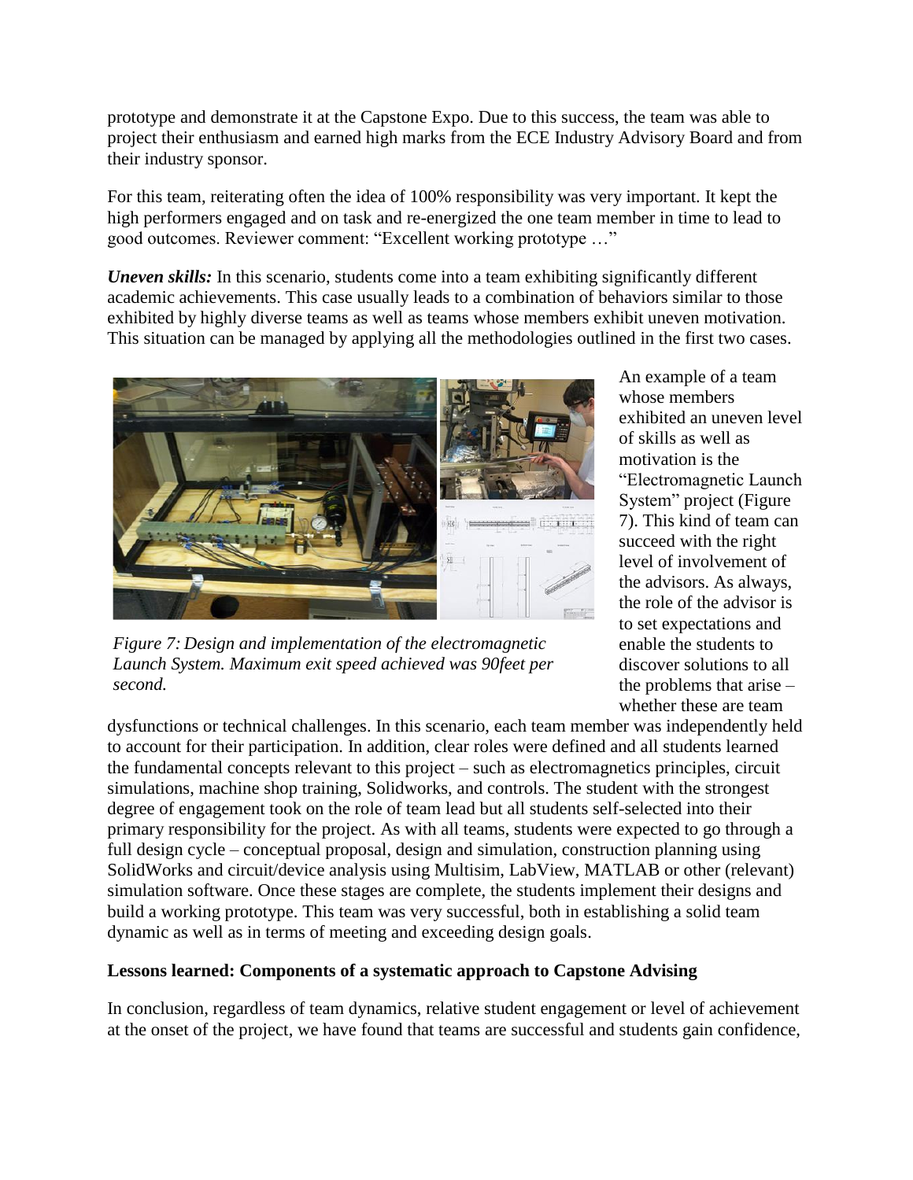prototype and demonstrate it at the Capstone Expo. Due to this success, the team was able to project their enthusiasm and earned high marks from the ECE Industry Advisory Board and from their industry sponsor.

For this team, reiterating often the idea of 100% responsibility was very important. It kept the high performers engaged and on task and re-energized the one team member in time to lead to good outcomes. Reviewer comment: "Excellent working prototype …"

***Uneven skills:*** In this scenario, students come into a team exhibiting significantly different academic achievements. This case usually leads to a combination of behaviors similar to those exhibited by highly diverse teams as well as teams whose members exhibit uneven motivation. This situation can be managed by applying all the methodologies outlined in the first two cases.

*Figure 7: Design and implementation of the electromagnetic Launch System. Maximum exit speed achieved was 90feet per second.*

An example of a team whose members exhibited an uneven level of skills as well as motivation is the "Electromagnetic Launch System" project (Figure 7). This kind of team can succeed with the right level of involvement of the advisors. As always, the role of the advisor is to set expectations and enable the students to discover solutions to all the problems that arise – whether these are team dysfunctions or technical challenges. In this scenario, each team member was independently held to account for their participation. In addition, clear roles were defined and all students learned the fundamental concepts relevant to this project – such as electromagnetics principles, circuit simulations, machine shop training, Solidworks, and controls. The student with the strongest degree of engagement took on the role of team lead but all students self-selected into their primary responsibility for the project. As with all teams, students were expected to go through a full design cycle – conceptual proposal, design and simulation, construction planning using SolidWorks and circuit/device analysis using Multisim, LabView, MATLAB or other (relevant) simulation software. Once these stages are complete, the students implement their designs and build a working prototype. This team was very successful, both in establishing a solid team dynamic as well as in terms of meeting and exceeding design goals.

**Lessons learned: Components of a systematic approach to Capstone Advising**

In conclusion, regardless of team dynamics, relative student engagement or level of achievement at the onset of the project, we have found that teams are successful and students gain confidence,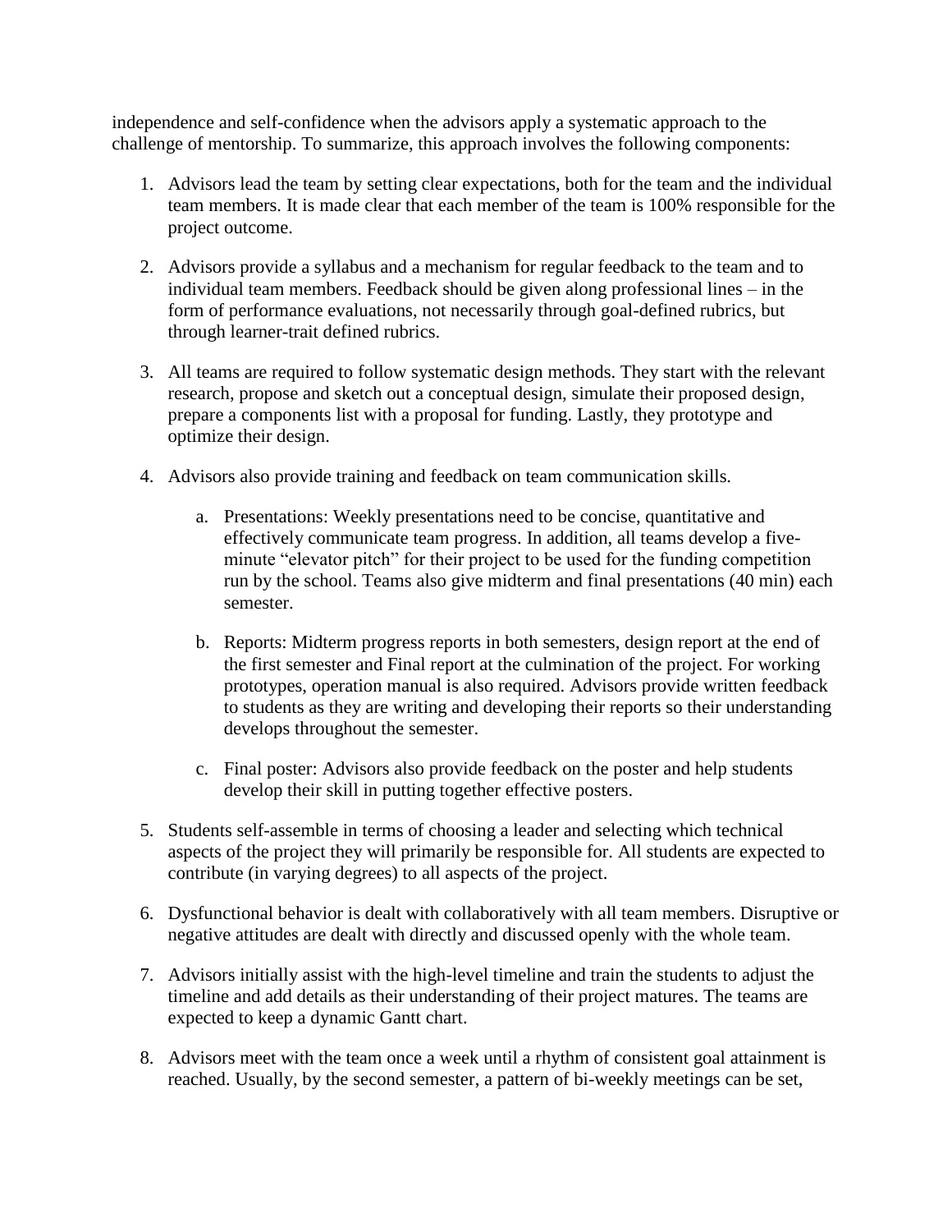independence and self-confidence when the advisors apply a systematic approach to the challenge of mentorship. To summarize, this approach involves the following components:

1. Advisors lead the team by setting clear expectations, both for the team and the individual team members. It is made clear that each member of the team is 100% responsible for the project outcome.

2. Advisors provide a syllabus and a mechanism for regular feedback to the team and to individual team members. Feedback should be given along professional lines – in the form of performance evaluations, not necessarily through goal-defined rubrics, but through learner-trait defined rubrics.

3. All teams are required to follow systematic design methods. They start with the relevant research, propose and sketch out a conceptual design, simulate their proposed design, prepare a components list with a proposal for funding. Lastly, they prototype and optimize their design.

4. Advisors also provide training and feedback on team communication skills.

    a. Presentations: Weekly presentations need to be concise, quantitative and effectively communicate team progress. In addition, all teams develop a five-minute "elevator pitch" for their project to be used for the funding competition run by the school. Teams also give midterm and final presentations (40 min) each semester.

    b. Reports: Midterm progress reports in both semesters, design report at the end of the first semester and Final report at the culmination of the project. For working prototypes, operation manual is also required. Advisors provide written feedback to students as they are writing and developing their reports so their understanding develops throughout the semester.

    c. Final poster: Advisors also provide feedback on the poster and help students develop their skill in putting together effective posters.

5. Students self-assemble in terms of choosing a leader and selecting which technical aspects of the project they will primarily be responsible for. All students are expected to contribute (in varying degrees) to all aspects of the project.

6. Dysfunctional behavior is dealt with collaboratively with all team members. Disruptive or negative attitudes are dealt with directly and discussed openly with the whole team.

7. Advisors initially assist with the high-level timeline and train the students to adjust the timeline and add details as their understanding of their project matures. The teams are expected to keep a dynamic Gantt chart.

8. Advisors meet with the team once a week until a rhythm of consistent goal attainment is reached. Usually, by the second semester, a pattern of bi-weekly meetings can be set,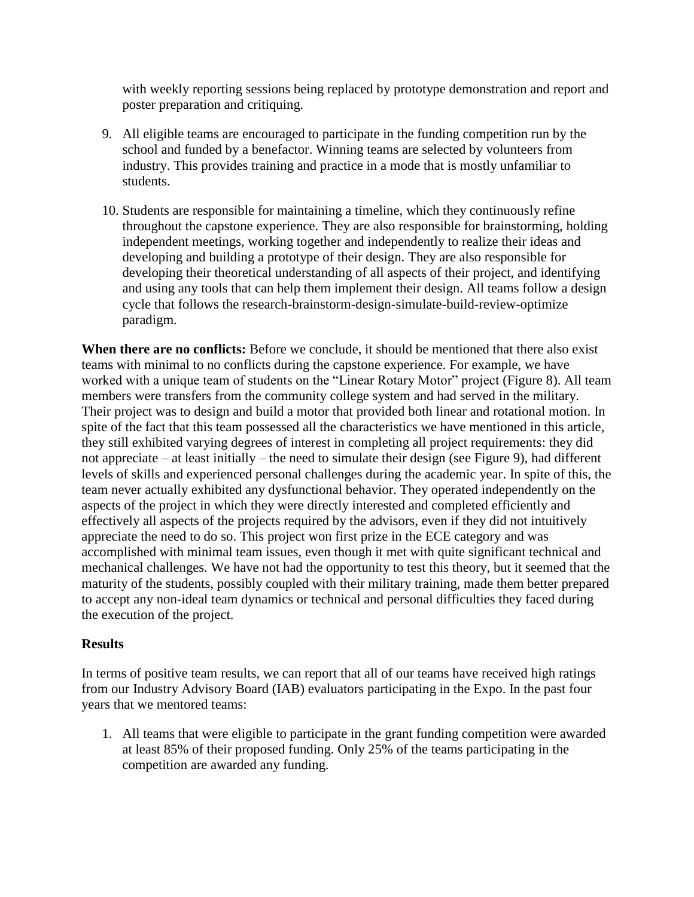with weekly reporting sessions being replaced by prototype demonstration and report and poster preparation and critiquing.

9. All eligible teams are encouraged to participate in the funding competition run by the school and funded by a benefactor. Winning teams are selected by volunteers from industry. This provides training and practice in a mode that is mostly unfamiliar to students.

10. Students are responsible for maintaining a timeline, which they continuously refine throughout the capstone experience. They are also responsible for brainstorming, holding independent meetings, working together and independently to realize their ideas and developing and building a prototype of their design. They are also responsible for developing their theoretical understanding of all aspects of their project, and identifying and using any tools that can help them implement their design. All teams follow a design cycle that follows the research-brainstorm-design-simulate-build-review-optimize paradigm.

**When there are no conflicts:** Before we conclude, it should be mentioned that there also exist teams with minimal to no conflicts during the capstone experience. For example, we have worked with a unique team of students on the "Linear Rotary Motor" project (Figure 8). All team members were transfers from the community college system and had served in the military. Their project was to design and build a motor that provided both linear and rotational motion. In spite of the fact that this team possessed all the characteristics we have mentioned in this article, they still exhibited varying degrees of interest in completing all project requirements: they did not appreciate – at least initially – the need to simulate their design (see Figure 9), had different levels of skills and experienced personal challenges during the academic year. In spite of this, the team never actually exhibited any dysfunctional behavior. They operated independently on the aspects of the project in which they were directly interested and completed efficiently and effectively all aspects of the projects required by the advisors, even if they did not intuitively appreciate the need to do so. This project won first prize in the ECE category and was accomplished with minimal team issues, even though it met with quite significant technical and mechanical challenges. We have not had the opportunity to test this theory, but it seemed that the maturity of the students, possibly coupled with their military training, made them better prepared to accept any non-ideal team dynamics or technical and personal difficulties they faced during the execution of the project.

## Results

In terms of positive team results, we can report that all of our teams have received high ratings from our Industry Advisory Board (IAB) evaluators participating in the Expo. In the past four years that we mentored teams:

1. All teams that were eligible to participate in the grant funding competition were awarded at least 85% of their proposed funding. Only 25% of the teams participating in the competition are awarded any funding.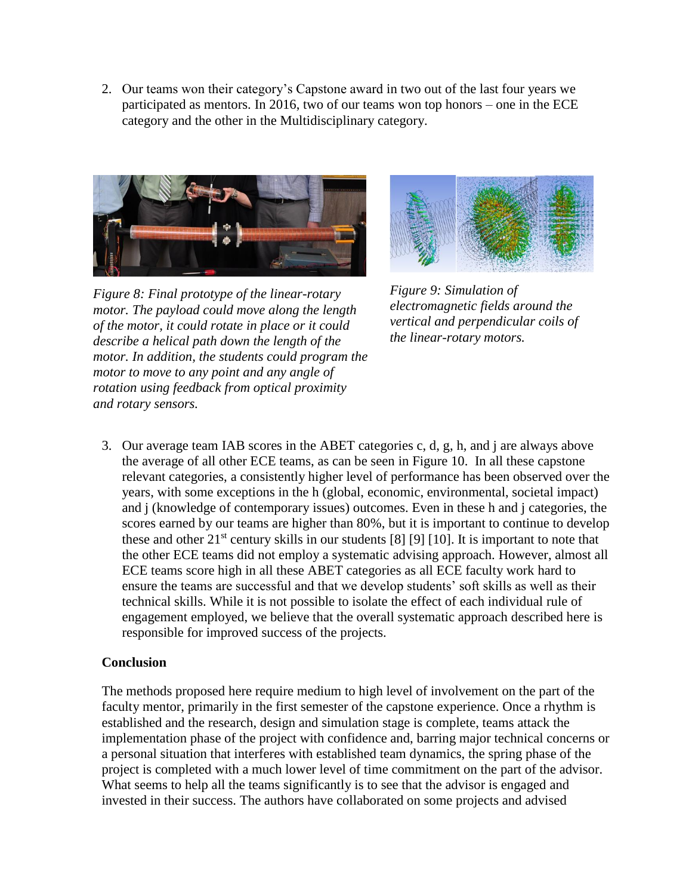2. Our teams won their category's Capstone award in two out of the last four years we participated as mentors. In 2016, two of our teams won top honors – one in the ECE category and the other in the Multidisciplinary category.

*Figure 8: Final prototype of the linear-rotary motor. The payload could move along the length of the motor, it could rotate in place or it could describe a helical path down the length of the motor. In addition, the students could program the motor to move to any point and any angle of rotation using feedback from optical proximity and rotary sensors.*

*Figure 9: Simulation of electromagnetic fields around the vertical and perpendicular coils of the linear-rotary motors.*

3. Our average team IAB scores in the ABET categories c, d, g, h, and j are always above the average of all other ECE teams, as can be seen in Figure 10. In all these capstone relevant categories, a consistently higher level of performance has been observed over the years, with some exceptions in the h (global, economic, environmental, societal impact) and j (knowledge of contemporary issues) outcomes. Even in these h and j categories, the scores earned by our teams are higher than 80%, but it is important to continue to develop these and other 21st century skills in our students [8] [9] [10]. It is important to note that the other ECE teams did not employ a systematic advising approach. However, almost all ECE teams score high in all these ABET categories as all ECE faculty work hard to ensure the teams are successful and that we develop students' soft skills as well as their technical skills. While it is not possible to isolate the effect of each individual rule of engagement employed, we believe that the overall systematic approach described here is responsible for improved success of the projects.

**Conclusion**

The methods proposed here require medium to high level of involvement on the part of the faculty mentor, primarily in the first semester of the capstone experience. Once a rhythm is established and the research, design and simulation stage is complete, teams attack the implementation phase of the project with confidence and, barring major technical concerns or a personal situation that interferes with established team dynamics, the spring phase of the project is completed with a much lower level of time commitment on the part of the advisor. What seems to help all the teams significantly is to see that the advisor is engaged and invested in their success. The authors have collaborated on some projects and advised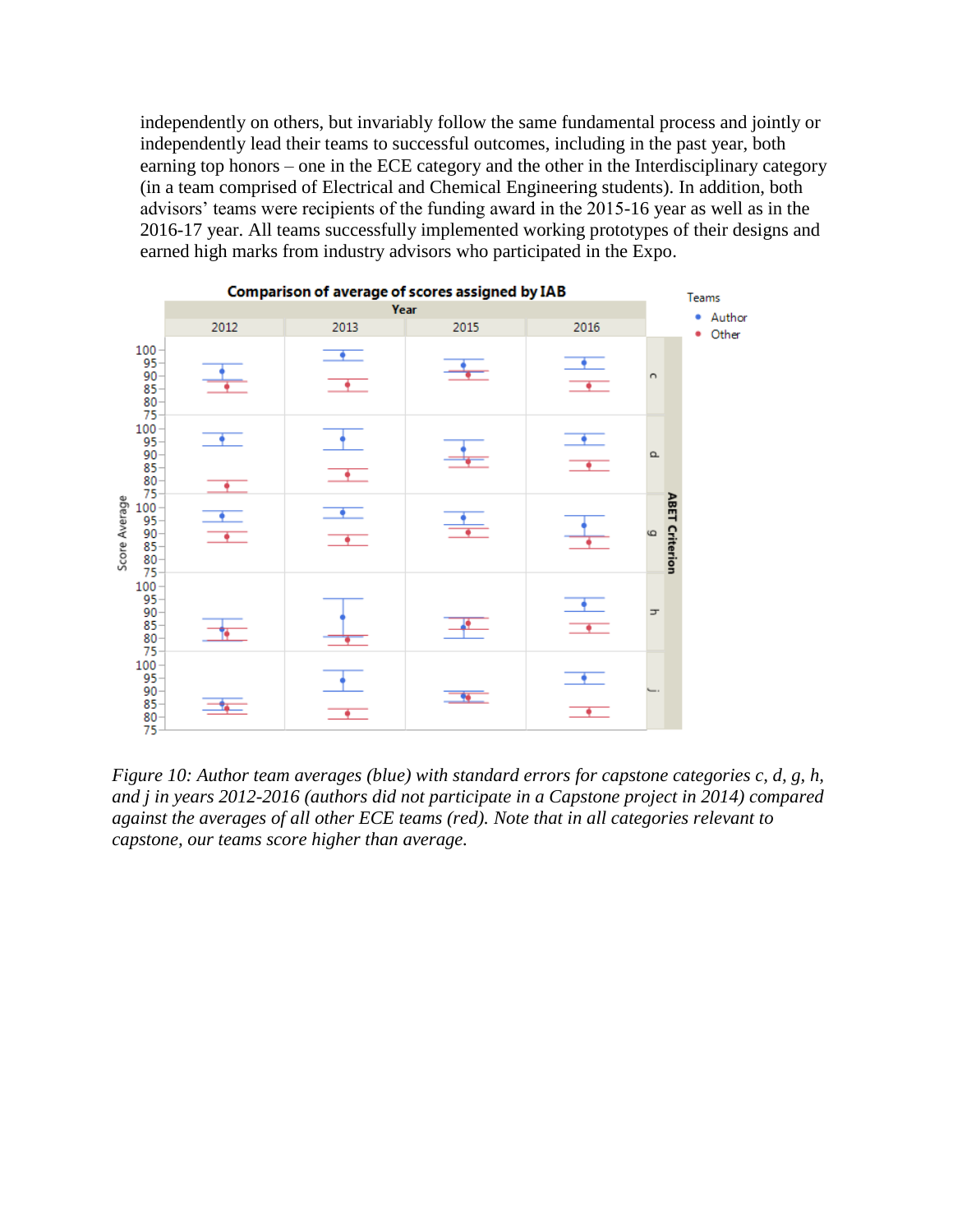independently on others, but invariably follow the same fundamental process and jointly or independently lead their teams to successful outcomes, including in the past year, both earning top honors – one in the ECE category and the other in the Interdisciplinary category (in a team comprised of Electrical and Chemical Engineering students). In addition, both advisors' teams were recipients of the funding award in the 2015-16 year as well as in the 2016-17 year. All teams successfully implemented working prototypes of their designs and earned high marks from industry advisors who participated in the Expo.

*Figure 10: Author team averages (blue) with standard errors for capstone categories c, d, g, h, and j in years 2012-2016 (authors did not participate in a Capstone project in 2014) compared against the averages of all other ECE teams (red). Note that in all categories relevant to capstone, our teams score higher than average.*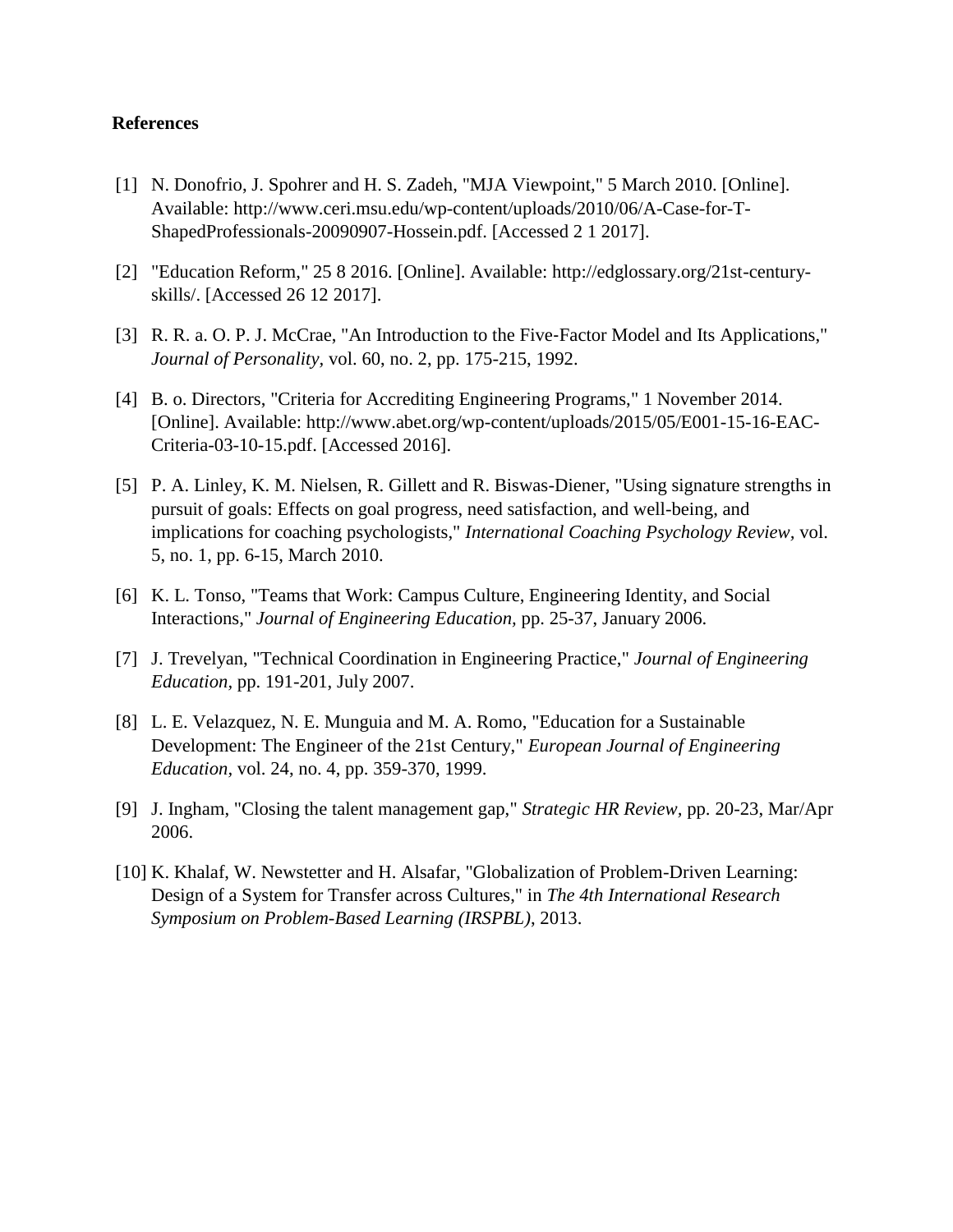**References**

[1] N. Donofrio, J. Spohrer and H. S. Zadeh, "MJA Viewpoint," 5 March 2010. [Online]. Available: http://www.ceri.msu.edu/wp-content/uploads/2010/06/A-Case-for-T-ShapedProfessionals-20090907-Hossein.pdf. [Accessed 2 1 2017].

[2] "Education Reform," 25 8 2016. [Online]. Available: http://edglossary.org/21st-century-skills/. [Accessed 26 12 2017].

[3] R. R. a. O. P. J. McCrae, "An Introduction to the Five-Factor Model and Its Applications," *Journal of Personality,* vol. 60, no. 2, pp. 175-215, 1992.

[4] B. o. Directors, "Criteria for Accrediting Engineering Programs," 1 November 2014. [Online]. Available: http://www.abet.org/wp-content/uploads/2015/05/E001-15-16-EAC-Criteria-03-10-15.pdf. [Accessed 2016].

[5] P. A. Linley, K. M. Nielsen, R. Gillett and R. Biswas-Diener, "Using signature strengths in pursuit of goals: Effects on goal progress, need satisfaction, and well-being, and implications for coaching psychologists," *International Coaching Psychology Review,* vol. 5, no. 1, pp. 6-15, March 2010.

[6] K. L. Tonso, "Teams that Work: Campus Culture, Engineering Identity, and Social Interactions," *Journal of Engineering Education,* pp. 25-37, January 2006.

[7] J. Trevelyan, "Technical Coordination in Engineering Practice," *Journal of Engineering Education,* pp. 191-201, July 2007.

[8] L. E. Velazquez, N. E. Munguia and M. A. Romo, "Education for a Sustainable Development: The Engineer of the 21st Century," *European Journal of Engineering Education,* vol. 24, no. 4, pp. 359-370, 1999.

[9] J. Ingham, "Closing the talent management gap," *Strategic HR Review,* pp. 20-23, Mar/Apr 2006.

[10] K. Khalaf, W. Newstetter and H. Alsafar, "Globalization of Problem-Driven Learning: Design of a System for Transfer across Cultures," in *The 4th International Research Symposium on Problem-Based Learning (IRSPBL)*, 2013.